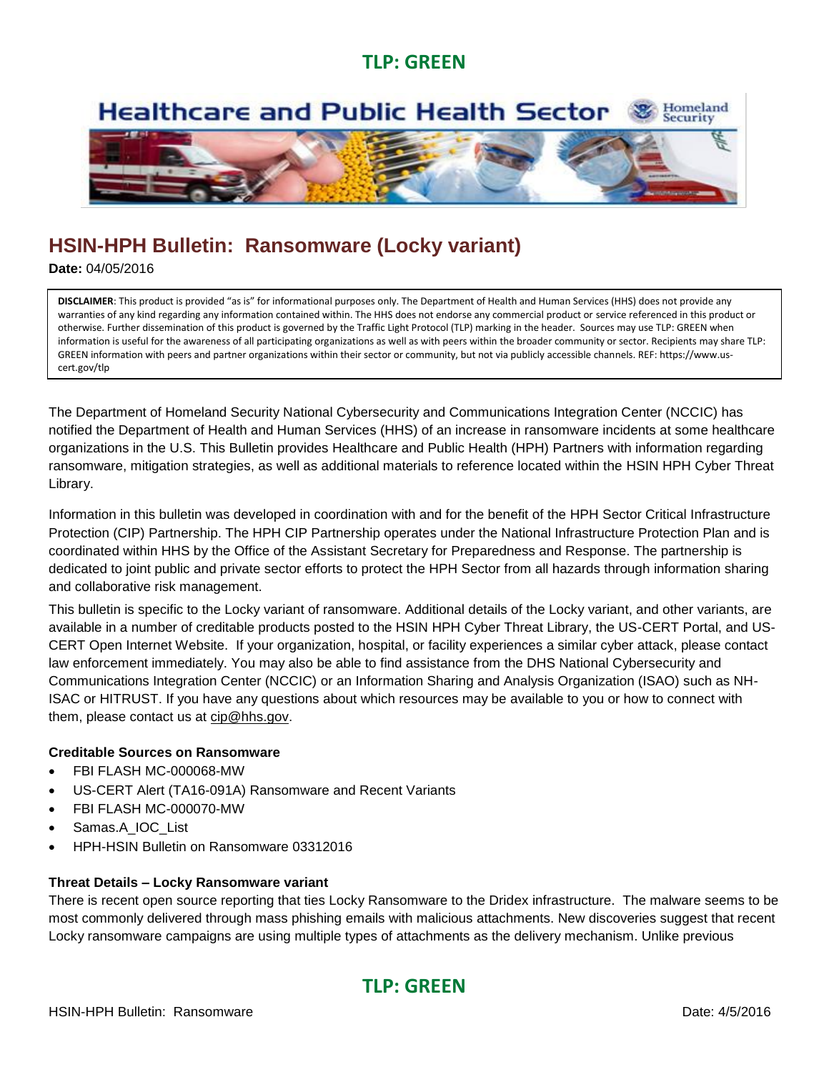**TLP: GREEN**

Healthcare and Public Health Sector

# HSIN-HPH Bulletin: Ransomware (Locky variant)

**Date:** 04/05/2016

**DISCLAIMER**: This product is provided "as is" for informational purposes only. The Department of Health and Human Services (HHS) does not provide any warranties of any kind regarding any information contained within. The HHS does not endorse any commercial product or service referenced in this product or otherwise. Further dissemination of this product is governed by the Traffic Light Protocol (TLP) marking in the header. Sources may use TLP: GREEN when information is useful for the awareness of all participating organizations as well as with peers within the broader community or sector. Recipients may share TLP: GREEN information with peers and partner organizations within their sector or community, but not via publicly accessible channels. REF: https://www.us-cert.gov/tlp

The Department of Homeland Security National Cybersecurity and Communications Integration Center (NCCIC) has notified the Department of Health and Human Services (HHS) of an increase in ransomware incidents at some healthcare organizations in the U.S. This Bulletin provides Healthcare and Public Health (HPH) Partners with information regarding ransomware, mitigation strategies, as well as additional materials to reference located within the HSIN HPH Cyber Threat Library.

Information in this bulletin was developed in coordination with and for the benefit of the HPH Sector Critical Infrastructure Protection (CIP) Partnership. The HPH CIP Partnership operates under the National Infrastructure Protection Plan and is coordinated within HHS by the Office of the Assistant Secretary for Preparedness and Response. The partnership is dedicated to joint public and private sector efforts to protect the HPH Sector from all hazards through information sharing and collaborative risk management.

This bulletin is specific to the Locky variant of ransomware. Additional details of the Locky variant, and other variants, are available in a number of creditable products posted to the HSIN HPH Cyber Threat Library, the US-CERT Portal, and US-CERT Open Internet Website. If your organization, hospital, or facility experiences a similar cyber attack, please contact law enforcement immediately. You may also be able to find assistance from the DHS National Cybersecurity and Communications Integration Center (NCCIC) or an Information Sharing and Analysis Organization (ISAO) such as NH-ISAC or HITRUST. If you have any questions about which resources may be available to you or how to connect with them, please contact us at cip@hhs.gov.

### Creditable Sources on Ransomware

- FBI FLASH MC-000068-MW
- US-CERT Alert (TA16-091A) Ransomware and Recent Variants
- FBI FLASH MC-000070-MW
- Samas.A_IOC_List
- HPH-HSIN Bulletin on Ransomware 03312016

### Threat Details – Locky Ransomware variant

There is recent open source reporting that ties Locky Ransomware to the Dridex infrastructure. The malware seems to be most commonly delivered through mass phishing emails with malicious attachments. New discoveries suggest that recent Locky ransomware campaigns are using multiple types of attachments as the delivery mechanism. Unlike previous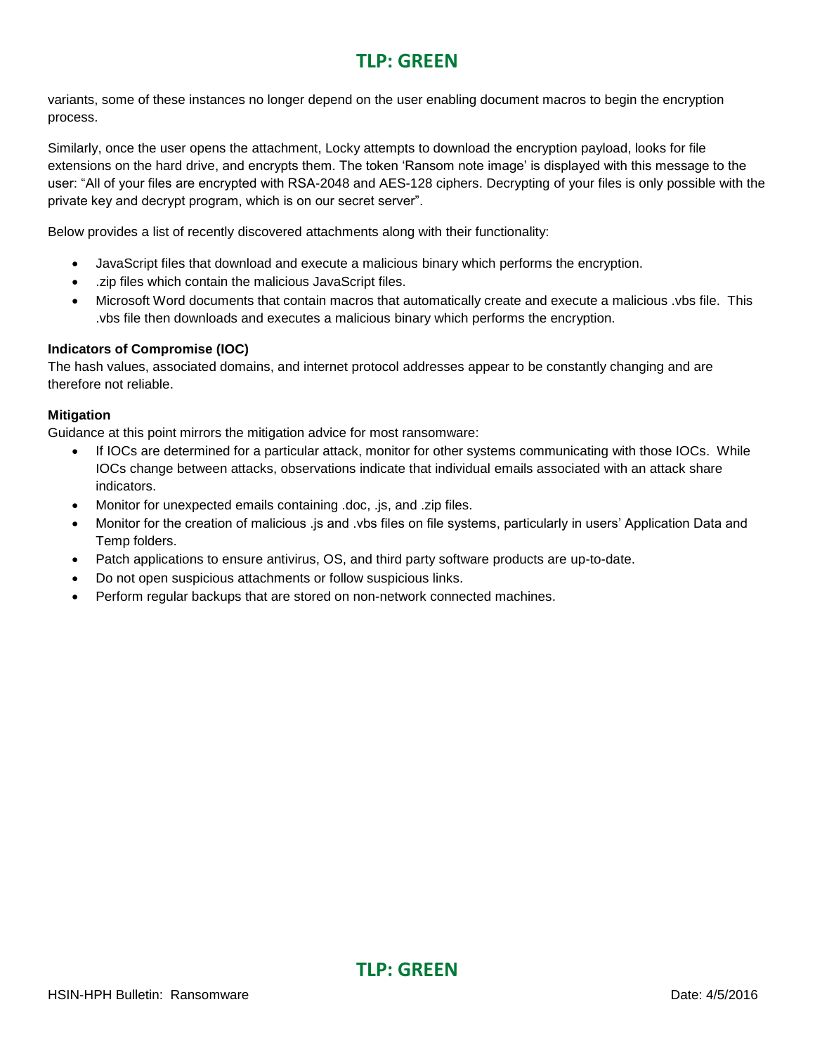variants, some of these instances no longer depend on the user enabling document macros to begin the encryption process.

Similarly, once the user opens the attachment, Locky attempts to download the encryption payload, looks for file extensions on the hard drive, and encrypts them. The token 'Ransom note image' is displayed with this message to the user: "All of your files are encrypted with RSA-2048 and AES-128 ciphers. Decrypting of your files is only possible with the private key and decrypt program, which is on our secret server".

Below provides a list of recently discovered attachments along with their functionality:

- JavaScript files that download and execute a malicious binary which performs the encryption.
- .zip files which contain the malicious JavaScript files.
- Microsoft Word documents that contain macros that automatically create and execute a malicious .vbs file. This .vbs file then downloads and executes a malicious binary which performs the encryption.

**Indicators of Compromise (IOC)**

The hash values, associated domains, and internet protocol addresses appear to be constantly changing and are therefore not reliable.

**Mitigation**

Guidance at this point mirrors the mitigation advice for most ransomware:

- If IOCs are determined for a particular attack, monitor for other systems communicating with those IOCs. While IOCs change between attacks, observations indicate that individual emails associated with an attack share indicators.
- Monitor for unexpected emails containing .doc, .js, and .zip files.
- Monitor for the creation of malicious .js and .vbs files on file systems, particularly in users' Application Data and Temp folders.
- Patch applications to ensure antivirus, OS, and third party software products are up-to-date.
- Do not open suspicious attachments or follow suspicious links.
- Perform regular backups that are stored on non-network connected machines.